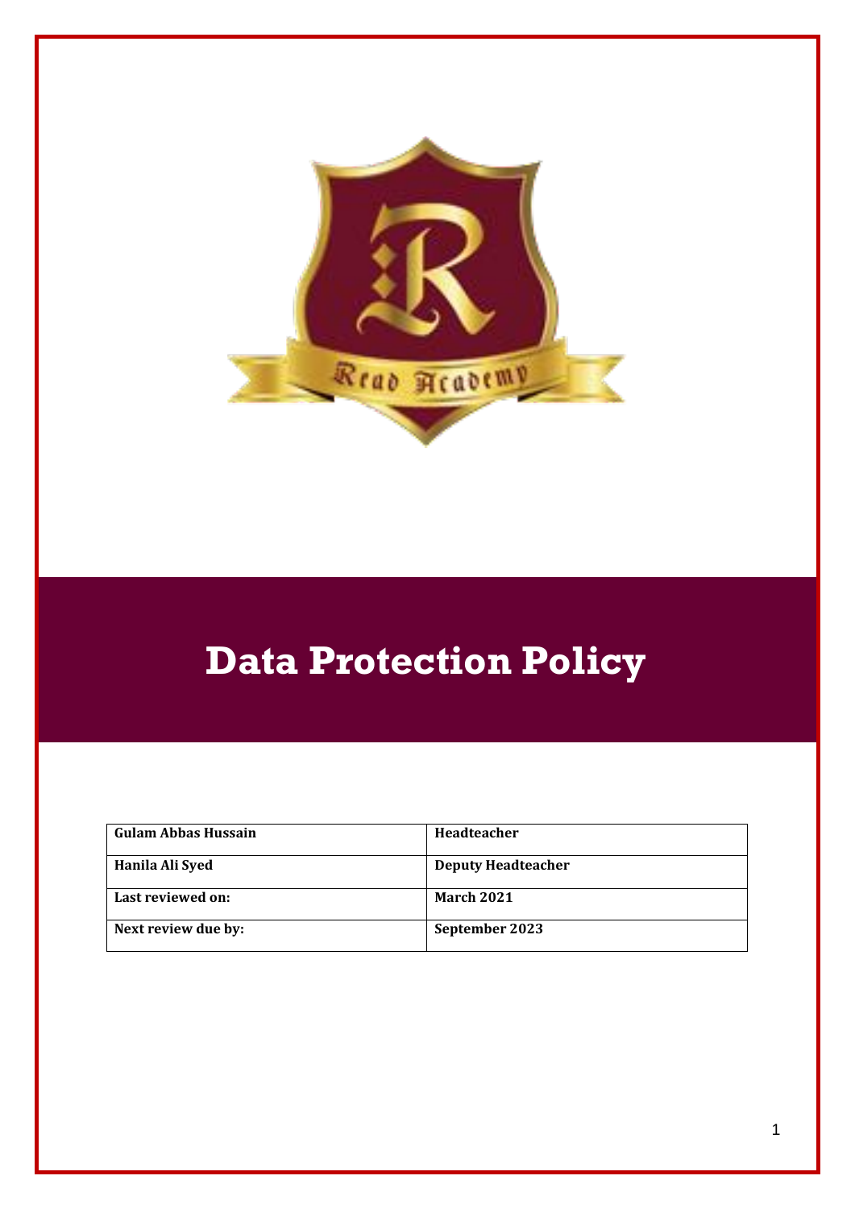# Data Protection Policy

| Gulam Abbas Hussain | Headteacher |
|---|---|
| Hanila Ali Syed | Deputy Headteacher |
| Last reviewed on: | March 2021 |
| Next review due by: | September 2023 |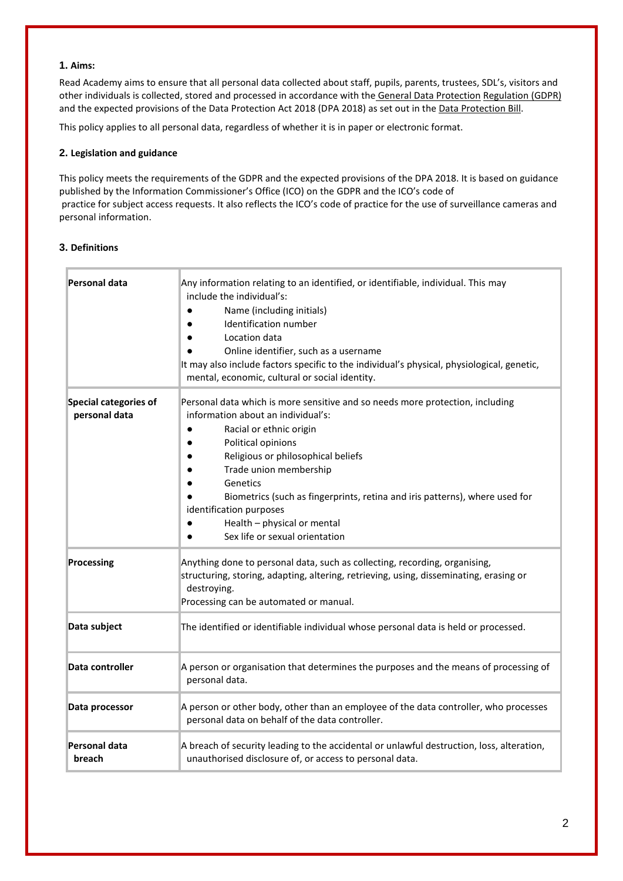## 1. Aims:

Read Academy aims to ensure that all personal data collected about staff, pupils, parents, trustees, SDL's, visitors and other individuals is collected, stored and processed in accordance with the General Data Protection Regulation (GDPR) and the expected provisions of the Data Protection Act 2018 (DPA 2018) as set out in the Data Protection Bill.

This policy applies to all personal data, regardless of whether it is in paper or electronic format.

## 2. Legislation and guidance

This policy meets the requirements of the GDPR and the expected provisions of the DPA 2018. It is based on guidance published by the Information Commissioner's Office (ICO) on the GDPR and the ICO's code of practice for subject access requests. It also reflects the ICO's code of practice for the use of surveillance cameras and personal information.

## 3. Definitions

| | |
|---|---|
| **Personal data** | Any information relating to an identified, or identifiable, individual. This may include the individual's:<br>● Name (including initials)<br>● Identification number<br>● Location data<br>● Online identifier, such as a username<br>It may also include factors specific to the individual's physical, physiological, genetic, mental, economic, cultural or social identity. |
| **Special categories of personal data** | Personal data which is more sensitive and so needs more protection, including information about an individual's:<br>● Racial or ethnic origin<br>● Political opinions<br>● Religious or philosophical beliefs<br>● Trade union membership<br>● Genetics<br>● Biometrics (such as fingerprints, retina and iris patterns), where used for identification purposes<br>● Health – physical or mental<br>● Sex life or sexual orientation |
| **Processing** | Anything done to personal data, such as collecting, recording, organising, structuring, storing, adapting, altering, retrieving, using, disseminating, erasing or destroying.<br>Processing can be automated or manual. |
| **Data subject** | The identified or identifiable individual whose personal data is held or processed. |
| **Data controller** | A person or organisation that determines the purposes and the means of processing of personal data. |
| **Data processor** | A person or other body, other than an employee of the data controller, who processes personal data on behalf of the data controller. |
| **Personal data breach** | A breach of security leading to the accidental or unlawful destruction, loss, alteration, unauthorised disclosure of, or access to personal data. |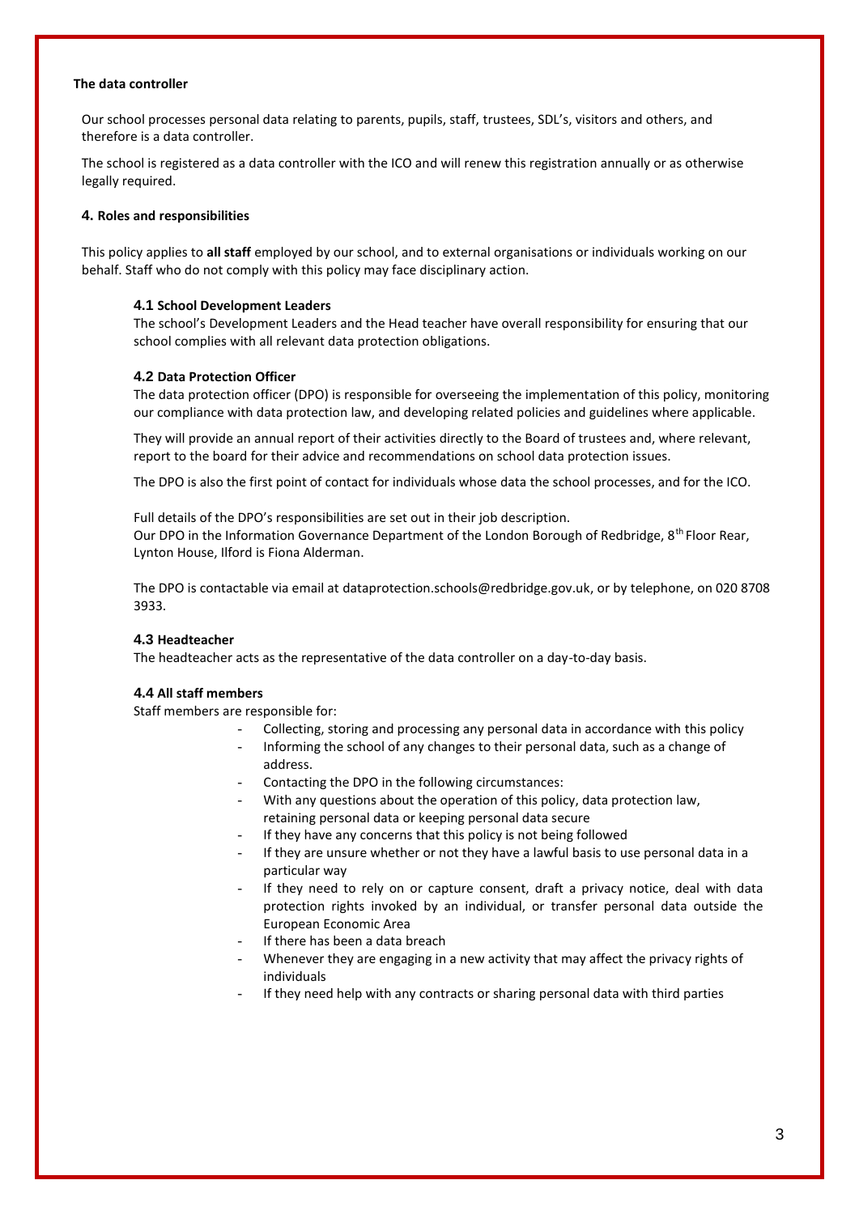**The data controller**

Our school processes personal data relating to parents, pupils, staff, trustees, SDL's, visitors and others, and therefore is a data controller.

The school is registered as a data controller with the ICO and will renew this registration annually or as otherwise legally required.

## 4. Roles and responsibilities

This policy applies to **all staff** employed by our school, and to external organisations or individuals working on our behalf. Staff who do not comply with this policy may face disciplinary action.

### 4.1 School Development Leaders

The school's Development Leaders and the Head teacher have overall responsibility for ensuring that our school complies with all relevant data protection obligations.

### 4.2 Data Protection Officer

The data protection officer (DPO) is responsible for overseeing the implementation of this policy, monitoring our compliance with data protection law, and developing related policies and guidelines where applicable.

They will provide an annual report of their activities directly to the Board of trustees and, where relevant, report to the board for their advice and recommendations on school data protection issues.

The DPO is also the first point of contact for individuals whose data the school processes, and for the ICO.

Full details of the DPO's responsibilities are set out in their job description.
Our DPO in the Information Governance Department of the London Borough of Redbridge, 8th Floor Rear, Lynton House, Ilford is Fiona Alderman.

The DPO is contactable via email at dataprotection.schools@redbridge.gov.uk, or by telephone, on 020 8708 3933.

### 4.3 Headteacher

The headteacher acts as the representative of the data controller on a day-to-day basis.

### 4.4 All staff members

Staff members are responsible for:

- Collecting, storing and processing any personal data in accordance with this policy
- Informing the school of any changes to their personal data, such as a change of address.
- Contacting the DPO in the following circumstances:
- With any questions about the operation of this policy, data protection law, retaining personal data or keeping personal data secure
- If they have any concerns that this policy is not being followed
- If they are unsure whether or not they have a lawful basis to use personal data in a particular way
- If they need to rely on or capture consent, draft a privacy notice, deal with data protection rights invoked by an individual, or transfer personal data outside the European Economic Area
- If there has been a data breach
- Whenever they are engaging in a new activity that may affect the privacy rights of individuals
- If they need help with any contracts or sharing personal data with third parties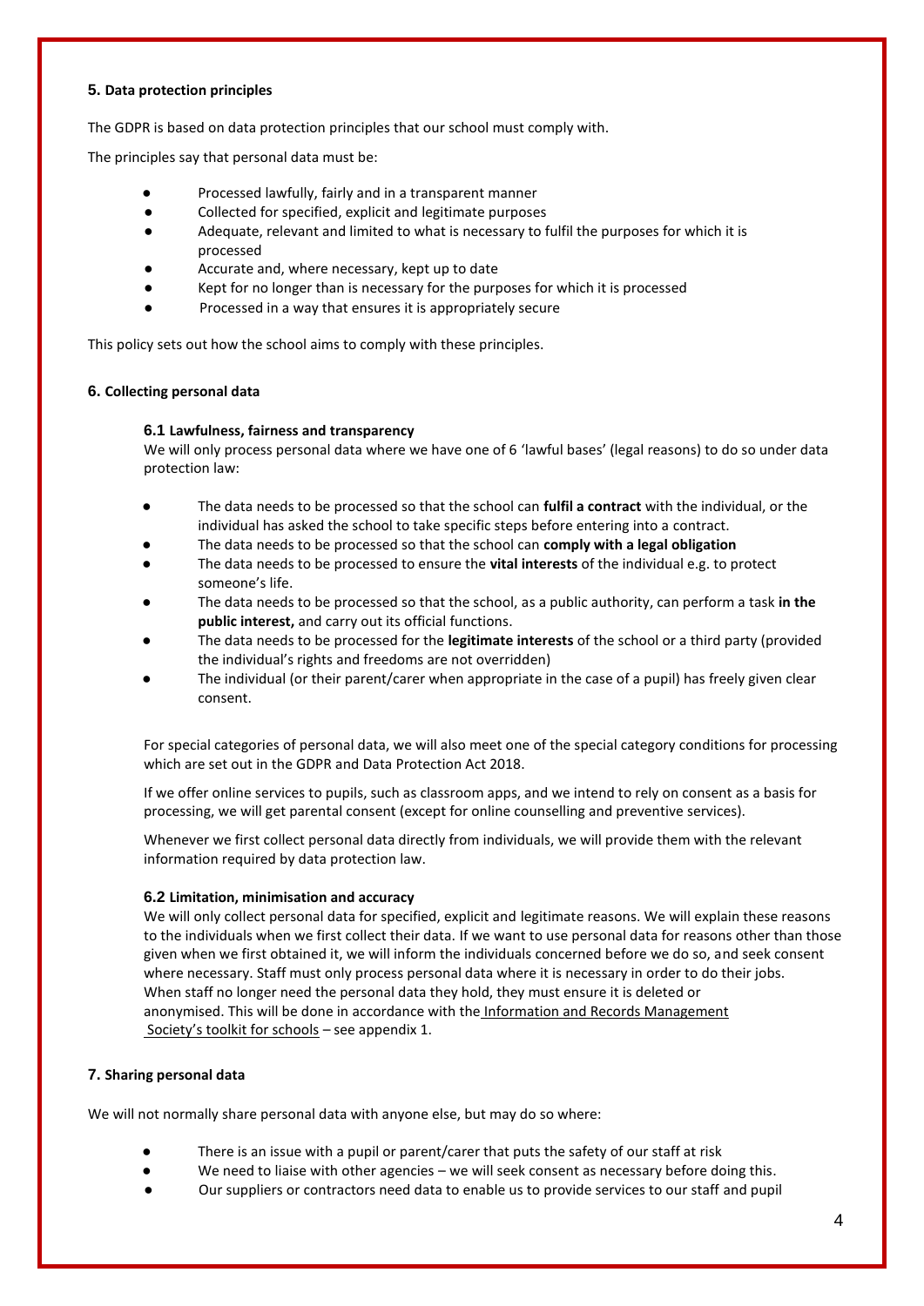## 5. Data protection principles

The GDPR is based on data protection principles that our school must comply with.

The principles say that personal data must be:

- Processed lawfully, fairly and in a transparent manner
- Collected for specified, explicit and legitimate purposes
- Adequate, relevant and limited to what is necessary to fulfil the purposes for which it is processed
- Accurate and, where necessary, kept up to date
- Kept for no longer than is necessary for the purposes for which it is processed
- Processed in a way that ensures it is appropriately secure

This policy sets out how the school aims to comply with these principles.

## 6. Collecting personal data

### 6.1 Lawfulness, fairness and transparency

We will only process personal data where we have one of 6 'lawful bases' (legal reasons) to do so under data protection law:

- The data needs to be processed so that the school can **fulfil a contract** with the individual, or the individual has asked the school to take specific steps before entering into a contract.
- The data needs to be processed so that the school can **comply with a legal obligation**
- The data needs to be processed to ensure the **vital interests** of the individual e.g. to protect someone's life.
- The data needs to be processed so that the school, as a public authority, can perform a task **in the public interest,** and carry out its official functions.
- The data needs to be processed for the **legitimate interests** of the school or a third party (provided the individual's rights and freedoms are not overridden)
- The individual (or their parent/carer when appropriate in the case of a pupil) has freely given clear consent.

For special categories of personal data, we will also meet one of the special category conditions for processing which are set out in the GDPR and Data Protection Act 2018.

If we offer online services to pupils, such as classroom apps, and we intend to rely on consent as a basis for processing, we will get parental consent (except for online counselling and preventive services).

Whenever we first collect personal data directly from individuals, we will provide them with the relevant information required by data protection law.

### 6.2 Limitation, minimisation and accuracy

We will only collect personal data for specified, explicit and legitimate reasons. We will explain these reasons to the individuals when we first collect their data. If we want to use personal data for reasons other than those given when we first obtained it, we will inform the individuals concerned before we do so, and seek consent where necessary. Staff must only process personal data where it is necessary in order to do their jobs. When staff no longer need the personal data they hold, they must ensure it is deleted or anonymised. This will be done in accordance with the Information and Records Management Society's toolkit for schools – see appendix 1.

## 7. Sharing personal data

We will not normally share personal data with anyone else, but may do so where:

- There is an issue with a pupil or parent/carer that puts the safety of our staff at risk
- We need to liaise with other agencies – we will seek consent as necessary before doing this.
- Our suppliers or contractors need data to enable us to provide services to our staff and pupil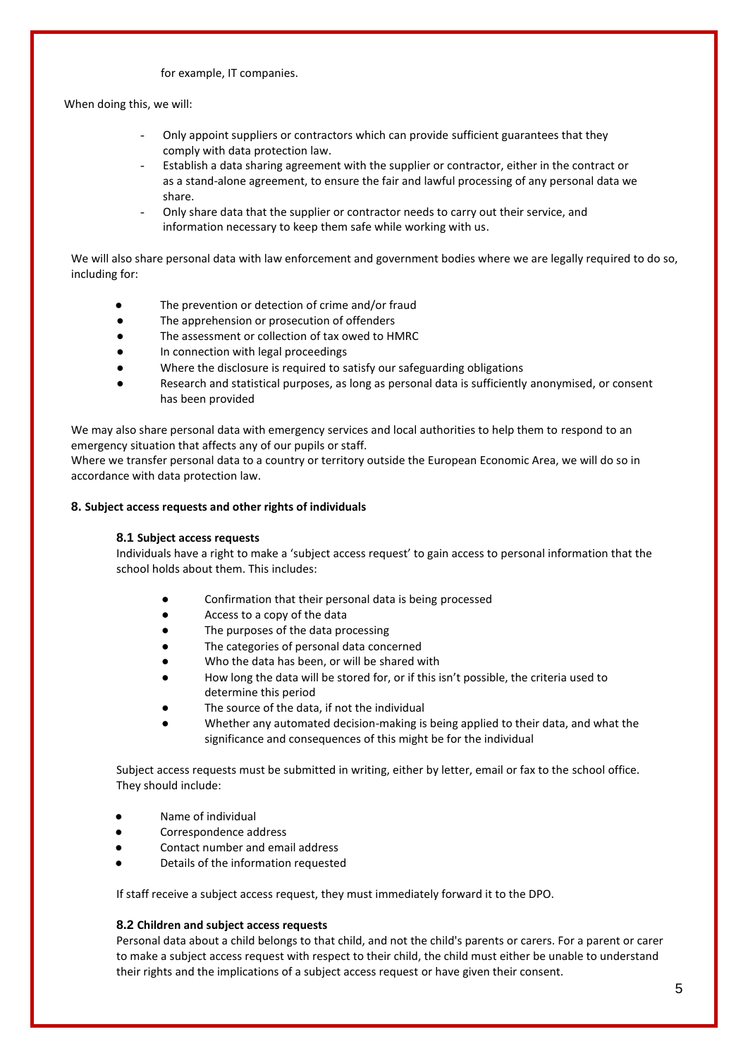for example, IT companies.

When doing this, we will:

- Only appoint suppliers or contractors which can provide sufficient guarantees that they comply with data protection law.
- Establish a data sharing agreement with the supplier or contractor, either in the contract or as a stand-alone agreement, to ensure the fair and lawful processing of any personal data we share.
- Only share data that the supplier or contractor needs to carry out their service, and information necessary to keep them safe while working with us.

We will also share personal data with law enforcement and government bodies where we are legally required to do so, including for:

- The prevention or detection of crime and/or fraud
- The apprehension or prosecution of offenders
- The assessment or collection of tax owed to HMRC
- In connection with legal proceedings
- Where the disclosure is required to satisfy our safeguarding obligations
- Research and statistical purposes, as long as personal data is sufficiently anonymised, or consent has been provided

We may also share personal data with emergency services and local authorities to help them to respond to an emergency situation that affects any of our pupils or staff.
Where we transfer personal data to a country or territory outside the European Economic Area, we will do so in accordance with data protection law.

## 8. Subject access requests and other rights of individuals

### 8.1 Subject access requests

Individuals have a right to make a 'subject access request' to gain access to personal information that the school holds about them. This includes:

- Confirmation that their personal data is being processed
- Access to a copy of the data
- The purposes of the data processing
- The categories of personal data concerned
- Who the data has been, or will be shared with
- How long the data will be stored for, or if this isn't possible, the criteria used to determine this period
- The source of the data, if not the individual
- Whether any automated decision-making is being applied to their data, and what the significance and consequences of this might be for the individual

Subject access requests must be submitted in writing, either by letter, email or fax to the school office. They should include:

- Name of individual
- Correspondence address
- Contact number and email address
- Details of the information requested

If staff receive a subject access request, they must immediately forward it to the DPO.

### 8.2 Children and subject access requests

Personal data about a child belongs to that child, and not the child's parents or carers. For a parent or carer to make a subject access request with respect to their child, the child must either be unable to understand their rights and the implications of a subject access request or have given their consent.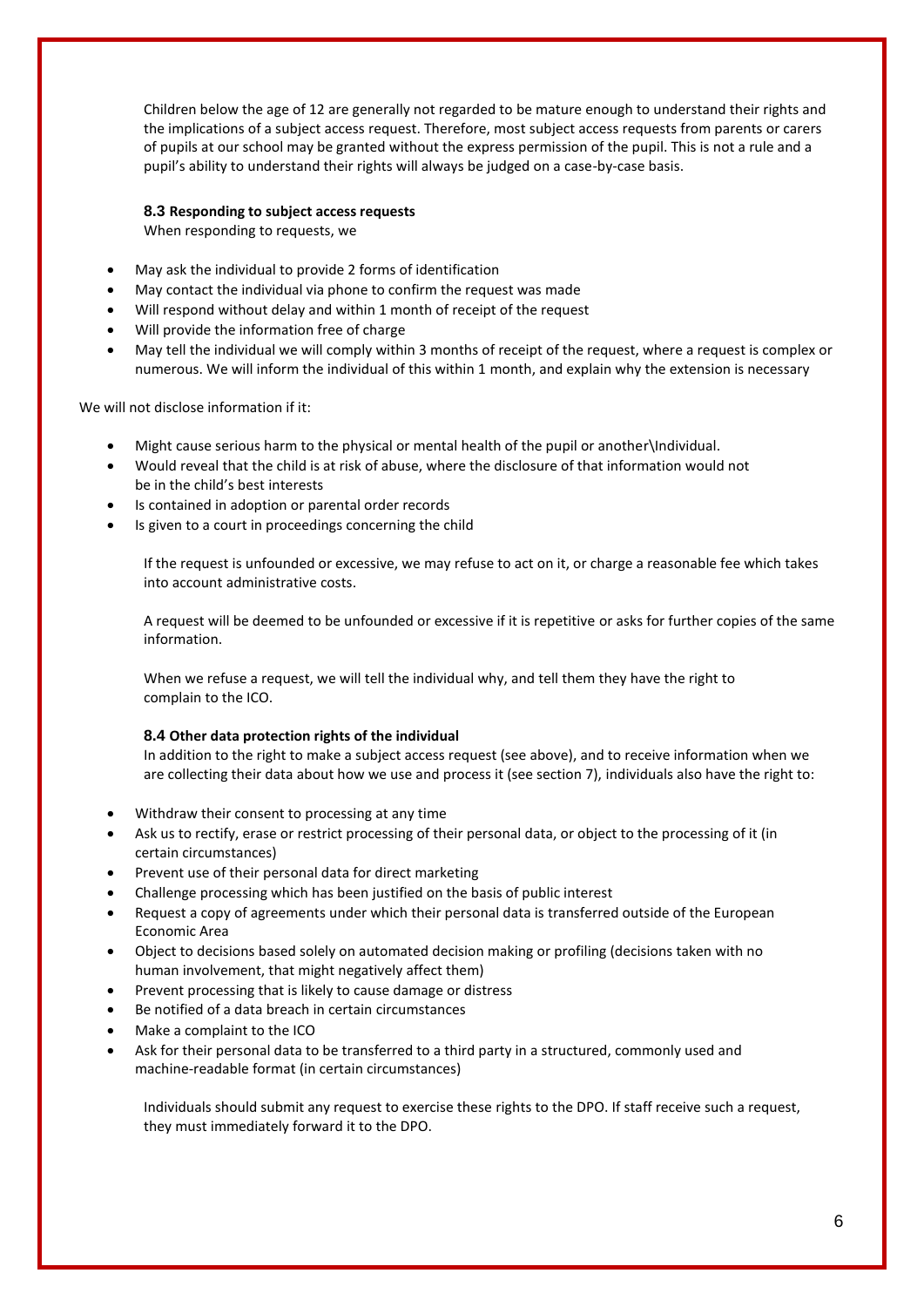Children below the age of 12 are generally not regarded to be mature enough to understand their rights and the implications of a subject access request. Therefore, most subject access requests from parents or carers of pupils at our school may be granted without the express permission of the pupil. This is not a rule and a pupil's ability to understand their rights will always be judged on a case-by-case basis.

### 8.3 Responding to subject access requests

When responding to requests, we

- May ask the individual to provide 2 forms of identification
- May contact the individual via phone to confirm the request was made
- Will respond without delay and within 1 month of receipt of the request
- Will provide the information free of charge
- May tell the individual we will comply within 3 months of receipt of the request, where a request is complex or numerous. We will inform the individual of this within 1 month, and explain why the extension is necessary

We will not disclose information if it:

- Might cause serious harm to the physical or mental health of the pupil or another\Individual.
- Would reveal that the child is at risk of abuse, where the disclosure of that information would not be in the child's best interests
- Is contained in adoption or parental order records
- Is given to a court in proceedings concerning the child

If the request is unfounded or excessive, we may refuse to act on it, or charge a reasonable fee which takes into account administrative costs.

A request will be deemed to be unfounded or excessive if it is repetitive or asks for further copies of the same information.

When we refuse a request, we will tell the individual why, and tell them they have the right to complain to the ICO.

### 8.4 Other data protection rights of the individual

In addition to the right to make a subject access request (see above), and to receive information when we are collecting their data about how we use and process it (see section 7), individuals also have the right to:

- Withdraw their consent to processing at any time
- Ask us to rectify, erase or restrict processing of their personal data, or object to the processing of it (in certain circumstances)
- Prevent use of their personal data for direct marketing
- Challenge processing which has been justified on the basis of public interest
- Request a copy of agreements under which their personal data is transferred outside of the European Economic Area
- Object to decisions based solely on automated decision making or profiling (decisions taken with no human involvement, that might negatively affect them)
- Prevent processing that is likely to cause damage or distress
- Be notified of a data breach in certain circumstances
- Make a complaint to the ICO
- Ask for their personal data to be transferred to a third party in a structured, commonly used and machine-readable format (in certain circumstances)

Individuals should submit any request to exercise these rights to the DPO. If staff receive such a request, they must immediately forward it to the DPO.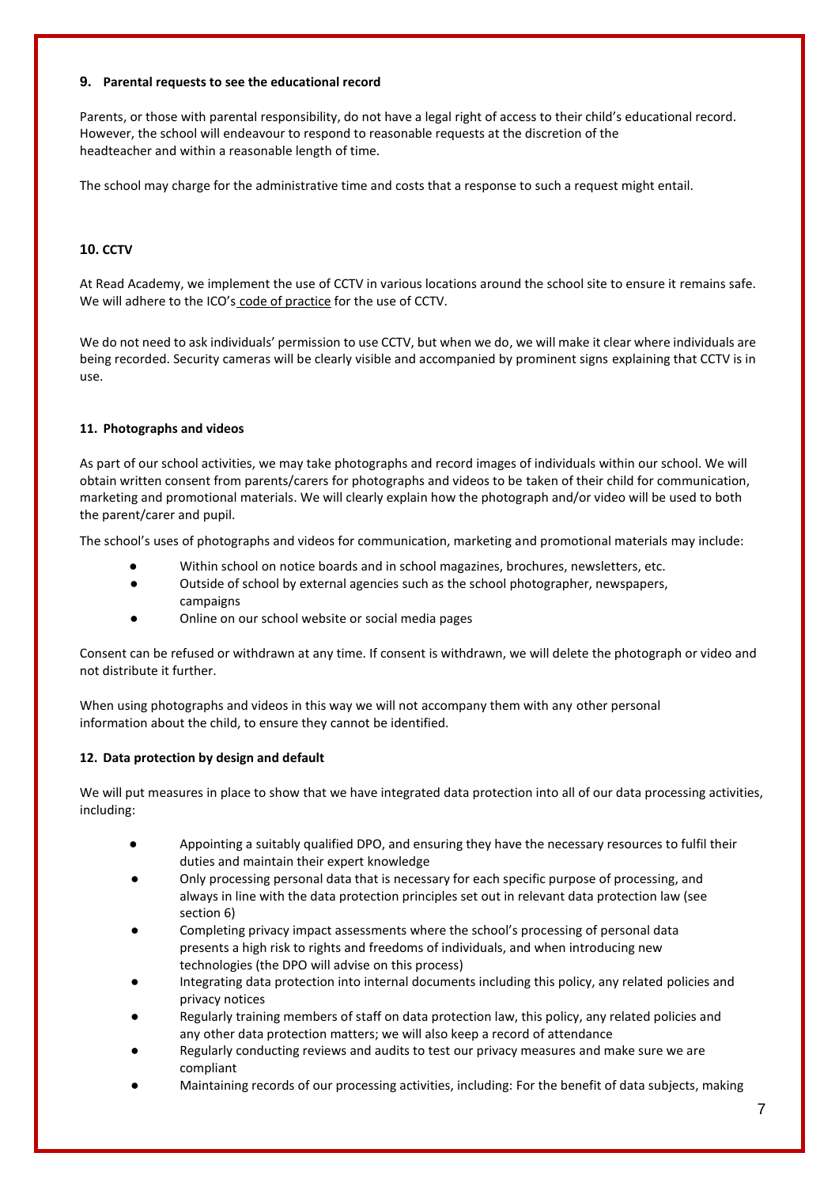### 9. Parental requests to see the educational record

Parents, or those with parental responsibility, do not have a legal right of access to their child's educational record. However, the school will endeavour to respond to reasonable requests at the discretion of the headteacher and within a reasonable length of time.

The school may charge for the administrative time and costs that a response to such a request might entail.

### 10. CCTV

At Read Academy, we implement the use of CCTV in various locations around the school site to ensure it remains safe. We will adhere to the ICO's code of practice for the use of CCTV.

We do not need to ask individuals' permission to use CCTV, but when we do, we will make it clear where individuals are being recorded. Security cameras will be clearly visible and accompanied by prominent signs explaining that CCTV is in use.

### 11. Photographs and videos

As part of our school activities, we may take photographs and record images of individuals within our school. We will obtain written consent from parents/carers for photographs and videos to be taken of their child for communication, marketing and promotional materials. We will clearly explain how the photograph and/or video will be used to both the parent/carer and pupil.

The school's uses of photographs and videos for communication, marketing and promotional materials may include:

- Within school on notice boards and in school magazines, brochures, newsletters, etc.
- Outside of school by external agencies such as the school photographer, newspapers, campaigns
- Online on our school website or social media pages

Consent can be refused or withdrawn at any time. If consent is withdrawn, we will delete the photograph or video and not distribute it further.

When using photographs and videos in this way we will not accompany them with any other personal information about the child, to ensure they cannot be identified.

### 12. Data protection by design and default

We will put measures in place to show that we have integrated data protection into all of our data processing activities, including:

- Appointing a suitably qualified DPO, and ensuring they have the necessary resources to fulfil their duties and maintain their expert knowledge
- Only processing personal data that is necessary for each specific purpose of processing, and always in line with the data protection principles set out in relevant data protection law (see section 6)
- Completing privacy impact assessments where the school's processing of personal data presents a high risk to rights and freedoms of individuals, and when introducing new technologies (the DPO will advise on this process)
- Integrating data protection into internal documents including this policy, any related policies and privacy notices
- Regularly training members of staff on data protection law, this policy, any related policies and any other data protection matters; we will also keep a record of attendance
- Regularly conducting reviews and audits to test our privacy measures and make sure we are compliant
- Maintaining records of our processing activities, including: For the benefit of data subjects, making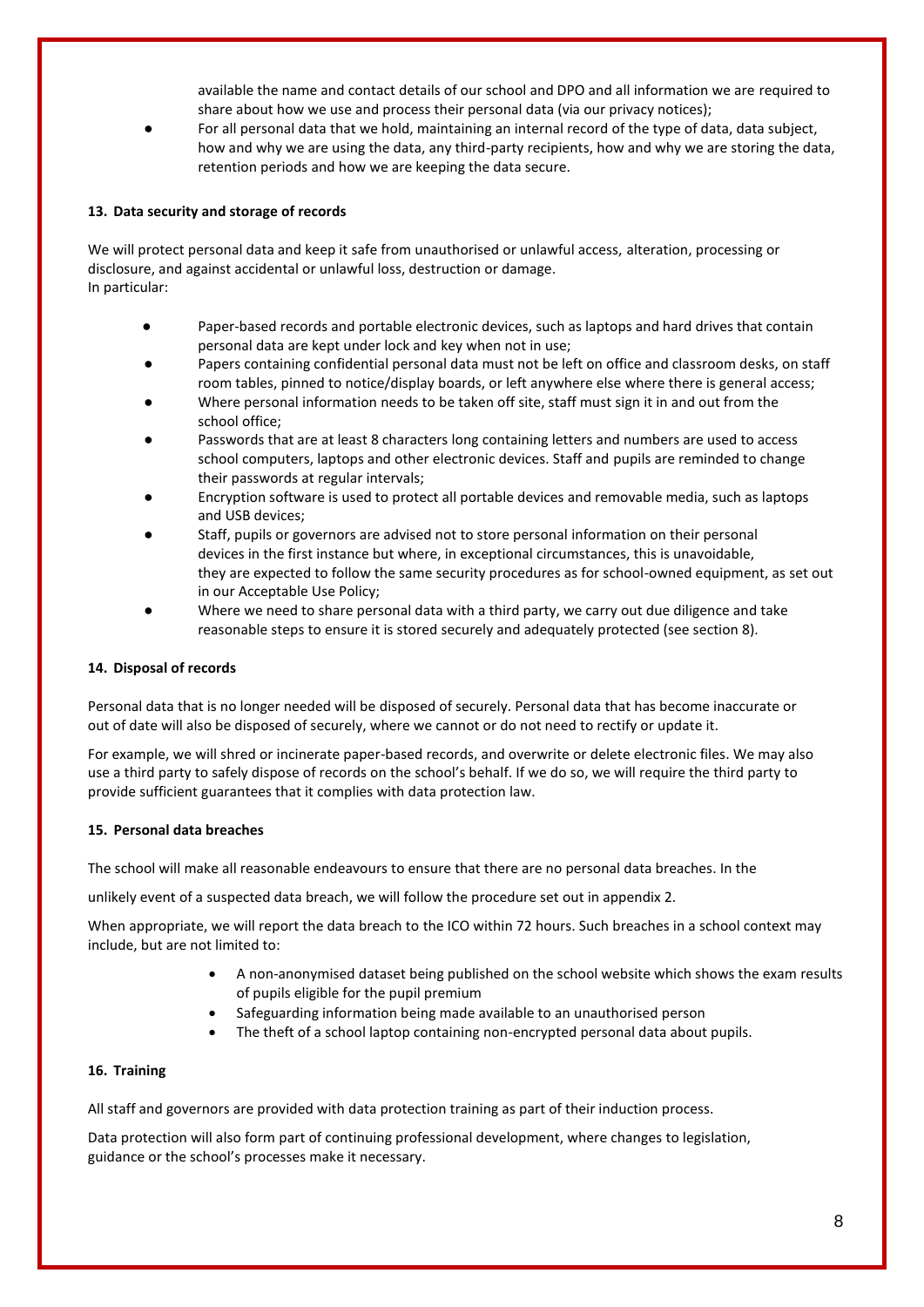available the name and contact details of our school and DPO and all information we are required to share about how we use and process their personal data (via our privacy notices);
- For all personal data that we hold, maintaining an internal record of the type of data, data subject, how and why we are using the data, any third-party recipients, how and why we are storing the data, retention periods and how we are keeping the data secure.

### 13. Data security and storage of records

We will protect personal data and keep it safe from unauthorised or unlawful access, alteration, processing or disclosure, and against accidental or unlawful loss, destruction or damage.
In particular:

- Paper-based records and portable electronic devices, such as laptops and hard drives that contain personal data are kept under lock and key when not in use;
- Papers containing confidential personal data must not be left on office and classroom desks, on staff room tables, pinned to notice/display boards, or left anywhere else where there is general access;
- Where personal information needs to be taken off site, staff must sign it in and out from the school office;
- Passwords that are at least 8 characters long containing letters and numbers are used to access school computers, laptops and other electronic devices. Staff and pupils are reminded to change their passwords at regular intervals;
- Encryption software is used to protect all portable devices and removable media, such as laptops and USB devices;
- Staff, pupils or governors are advised not to store personal information on their personal devices in the first instance but where, in exceptional circumstances, this is unavoidable, they are expected to follow the same security procedures as for school-owned equipment, as set out in our Acceptable Use Policy;
- Where we need to share personal data with a third party, we carry out due diligence and take reasonable steps to ensure it is stored securely and adequately protected (see section 8).

### 14. Disposal of records

Personal data that is no longer needed will be disposed of securely. Personal data that has become inaccurate or out of date will also be disposed of securely, where we cannot or do not need to rectify or update it.

For example, we will shred or incinerate paper-based records, and overwrite or delete electronic files. We may also use a third party to safely dispose of records on the school's behalf. If we do so, we will require the third party to provide sufficient guarantees that it complies with data protection law.

### 15. Personal data breaches

The school will make all reasonable endeavours to ensure that there are no personal data breaches. In the unlikely event of a suspected data breach, we will follow the procedure set out in appendix 2.

When appropriate, we will report the data breach to the ICO within 72 hours. Such breaches in a school context may include, but are not limited to:

- A non-anonymised dataset being published on the school website which shows the exam results of pupils eligible for the pupil premium
- Safeguarding information being made available to an unauthorised person
- The theft of a school laptop containing non-encrypted personal data about pupils.

### 16. Training

All staff and governors are provided with data protection training as part of their induction process.

Data protection will also form part of continuing professional development, where changes to legislation, guidance or the school's processes make it necessary.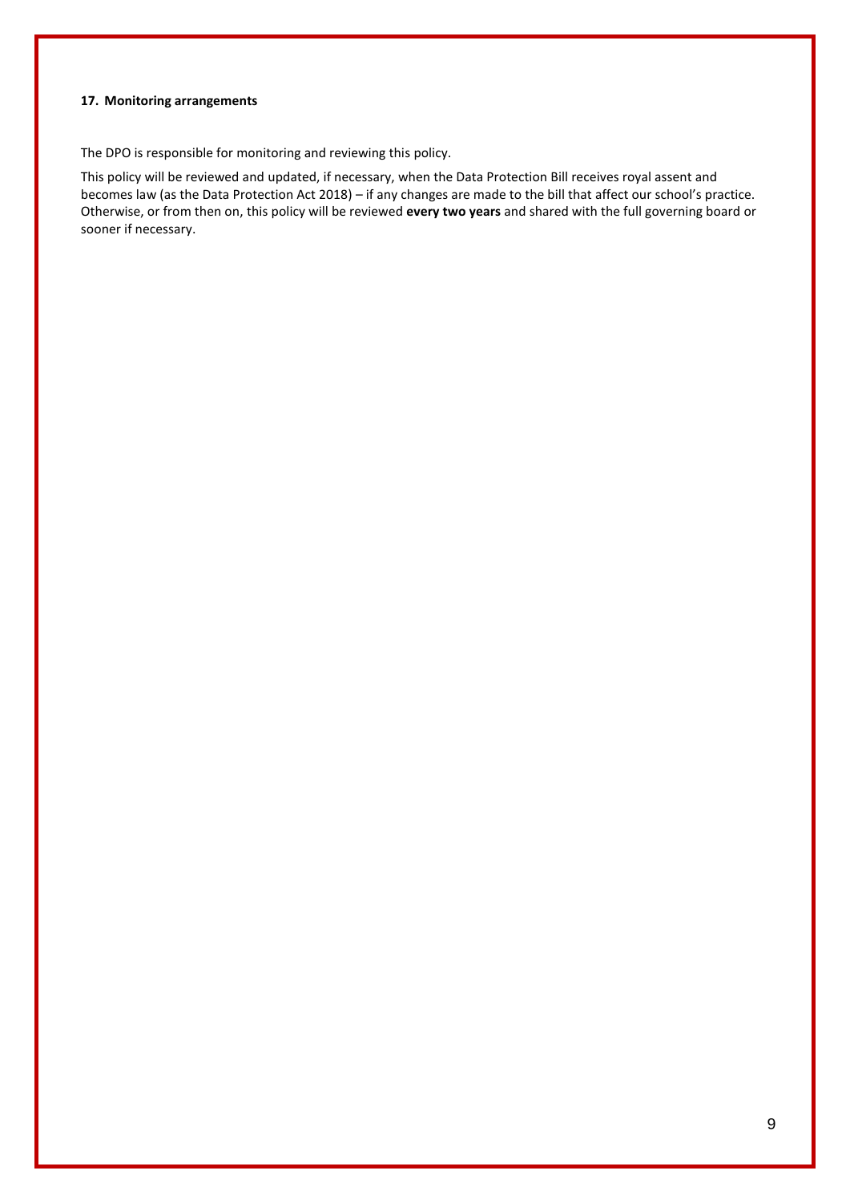### 17. Monitoring arrangements

The DPO is responsible for monitoring and reviewing this policy.

This policy will be reviewed and updated, if necessary, when the Data Protection Bill receives royal assent and becomes law (as the Data Protection Act 2018) – if any changes are made to the bill that affect our school's practice. Otherwise, or from then on, this policy will be reviewed **every two years** and shared with the full governing board or sooner if necessary.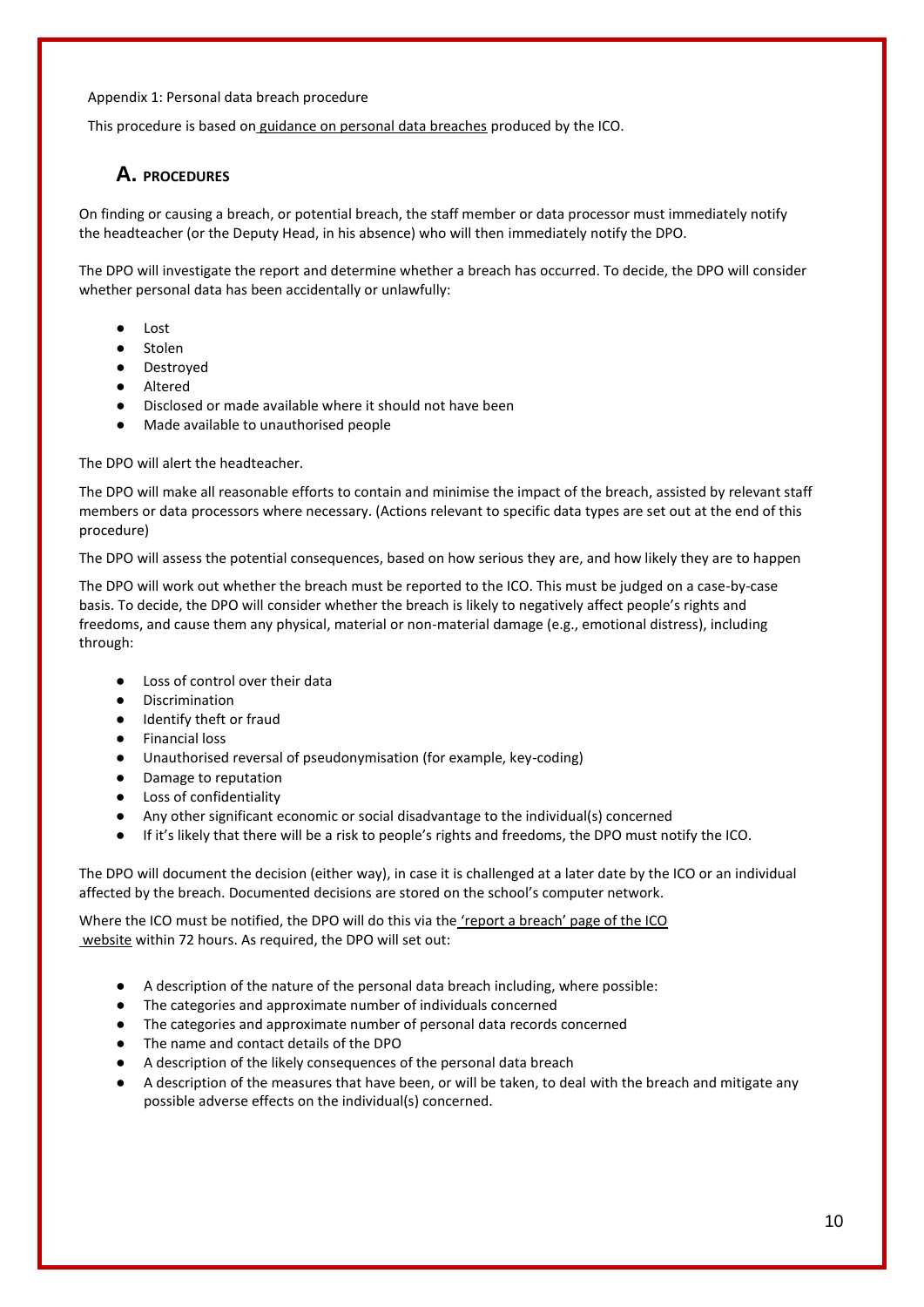Appendix 1: Personal data breach procedure

This procedure is based on guidance on personal data breaches produced by the ICO.

## A. PROCEDURES

On finding or causing a breach, or potential breach, the staff member or data processor must immediately notify the headteacher (or the Deputy Head, in his absence) who will then immediately notify the DPO.

The DPO will investigate the report and determine whether a breach has occurred. To decide, the DPO will consider whether personal data has been accidentally or unlawfully:

- Lost
- Stolen
- Destroyed
- Altered
- Disclosed or made available where it should not have been
- Made available to unauthorised people

The DPO will alert the headteacher.

The DPO will make all reasonable efforts to contain and minimise the impact of the breach, assisted by relevant staff members or data processors where necessary. (Actions relevant to specific data types are set out at the end of this procedure)

The DPO will assess the potential consequences, based on how serious they are, and how likely they are to happen

The DPO will work out whether the breach must be reported to the ICO. This must be judged on a case-by-case basis. To decide, the DPO will consider whether the breach is likely to negatively affect people's rights and freedoms, and cause them any physical, material or non-material damage (e.g., emotional distress), including through:

- Loss of control over their data
- Discrimination
- Identify theft or fraud
- Financial loss
- Unauthorised reversal of pseudonymisation (for example, key-coding)
- Damage to reputation
- Loss of confidentiality
- Any other significant economic or social disadvantage to the individual(s) concerned
- If it's likely that there will be a risk to people's rights and freedoms, the DPO must notify the ICO.

The DPO will document the decision (either way), in case it is challenged at a later date by the ICO or an individual affected by the breach. Documented decisions are stored on the school's computer network.

Where the ICO must be notified, the DPO will do this via the 'report a breach' page of the ICO website within 72 hours. As required, the DPO will set out:

- A description of the nature of the personal data breach including, where possible:
- The categories and approximate number of individuals concerned
- The categories and approximate number of personal data records concerned
- The name and contact details of the DPO
- A description of the likely consequences of the personal data breach
- A description of the measures that have been, or will be taken, to deal with the breach and mitigate any possible adverse effects on the individual(s) concerned.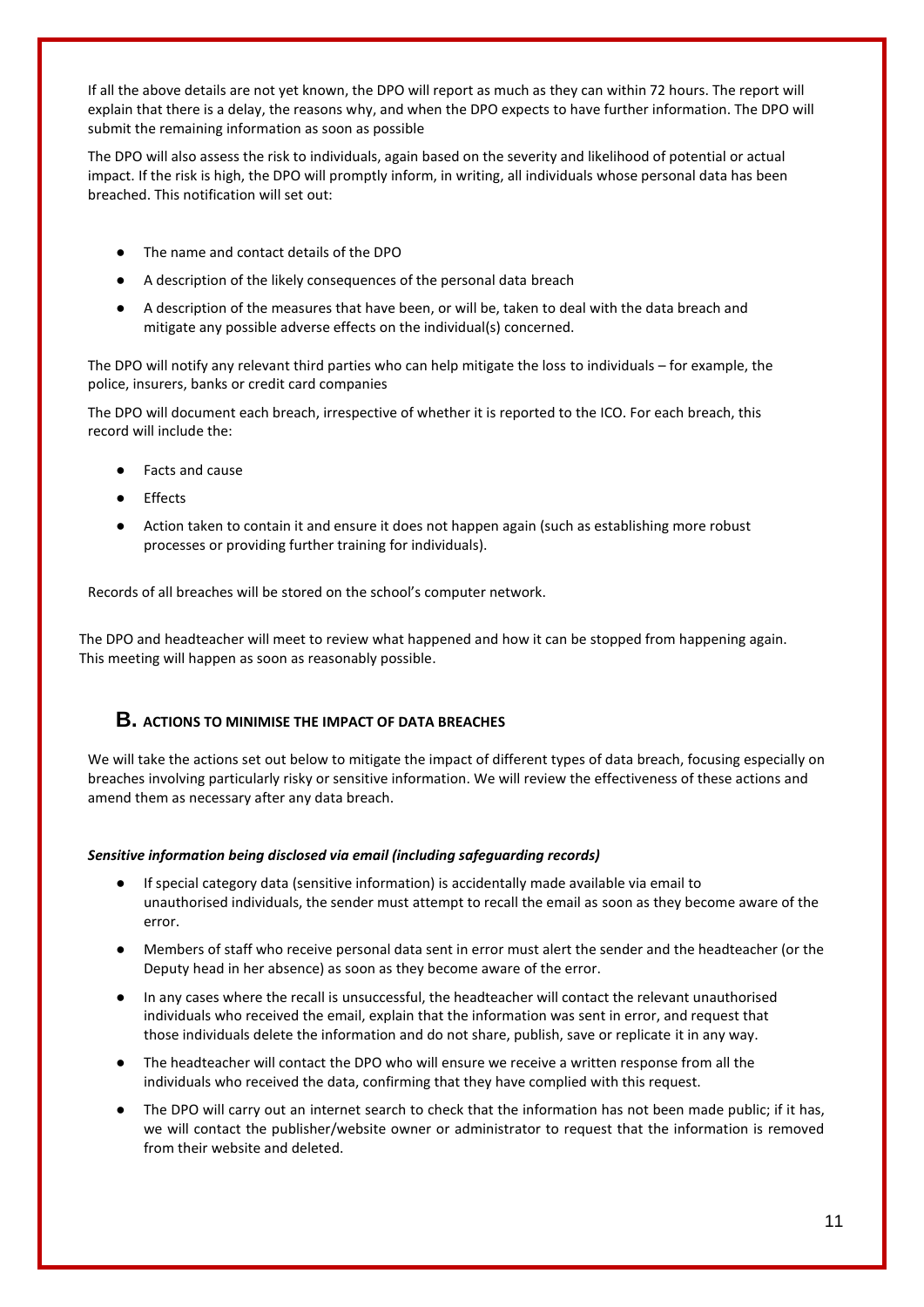If all the above details are not yet known, the DPO will report as much as they can within 72 hours. The report will explain that there is a delay, the reasons why, and when the DPO expects to have further information. The DPO will submit the remaining information as soon as possible

The DPO will also assess the risk to individuals, again based on the severity and likelihood of potential or actual impact. If the risk is high, the DPO will promptly inform, in writing, all individuals whose personal data has been breached. This notification will set out:

- The name and contact details of the DPO
- A description of the likely consequences of the personal data breach
- A description of the measures that have been, or will be, taken to deal with the data breach and mitigate any possible adverse effects on the individual(s) concerned.

The DPO will notify any relevant third parties who can help mitigate the loss to individuals – for example, the police, insurers, banks or credit card companies

The DPO will document each breach, irrespective of whether it is reported to the ICO. For each breach, this record will include the:

- Facts and cause
- Effects
- Action taken to contain it and ensure it does not happen again (such as establishing more robust processes or providing further training for individuals).

Records of all breaches will be stored on the school's computer network.

The DPO and headteacher will meet to review what happened and how it can be stopped from happening again. This meeting will happen as soon as reasonably possible.

## B. ACTIONS TO MINIMISE THE IMPACT OF DATA BREACHES

We will take the actions set out below to mitigate the impact of different types of data breach, focusing especially on breaches involving particularly risky or sensitive information. We will review the effectiveness of these actions and amend them as necessary after any data breach.

***Sensitive information being disclosed via email (including safeguarding records)***

- If special category data (sensitive information) is accidentally made available via email to unauthorised individuals, the sender must attempt to recall the email as soon as they become aware of the error.
- Members of staff who receive personal data sent in error must alert the sender and the headteacher (or the Deputy head in her absence) as soon as they become aware of the error.
- In any cases where the recall is unsuccessful, the headteacher will contact the relevant unauthorised individuals who received the email, explain that the information was sent in error, and request that those individuals delete the information and do not share, publish, save or replicate it in any way.
- The headteacher will contact the DPO who will ensure we receive a written response from all the individuals who received the data, confirming that they have complied with this request.
- The DPO will carry out an internet search to check that the information has not been made public; if it has, we will contact the publisher/website owner or administrator to request that the information is removed from their website and deleted.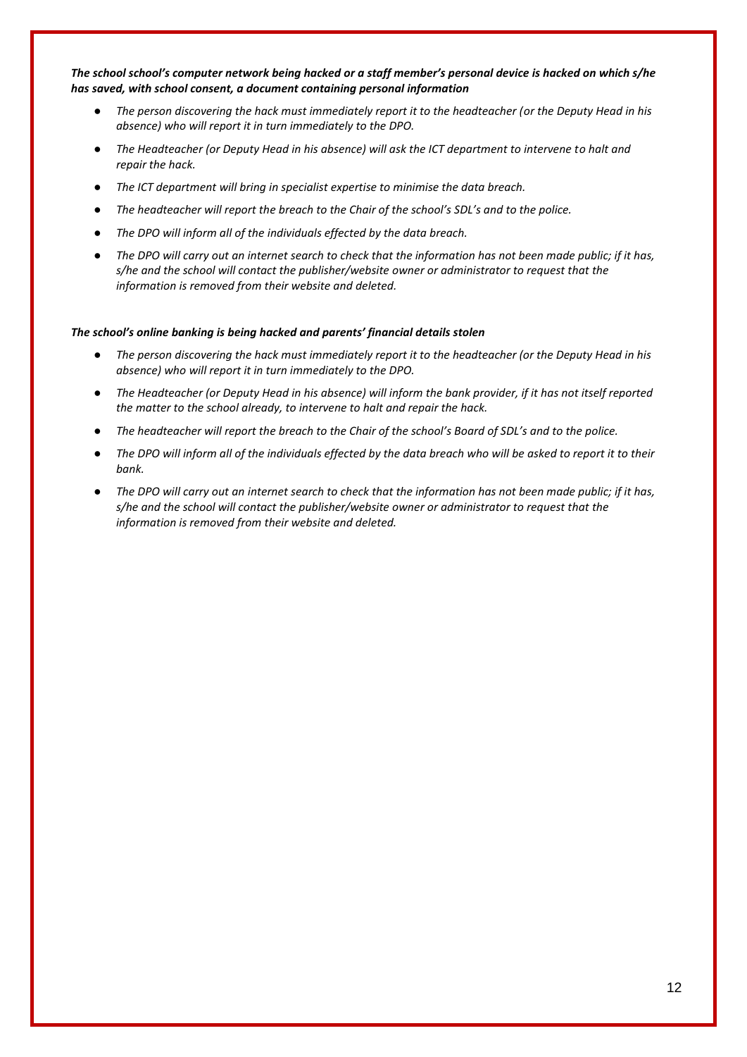***The school school's computer network being hacked or a staff member's personal device is hacked on which s/he has saved, with school consent, a document containing personal information***

- *The person discovering the hack must immediately report it to the headteacher (or the Deputy Head in his absence) who will report it in turn immediately to the DPO.*
- *The Headteacher (or Deputy Head in his absence) will ask the ICT department to intervene to halt and repair the hack.*
- *The ICT department will bring in specialist expertise to minimise the data breach.*
- *The headteacher will report the breach to the Chair of the school's SDL's and to the police.*
- *The DPO will inform all of the individuals effected by the data breach.*
- *The DPO will carry out an internet search to check that the information has not been made public; if it has, s/he and the school will contact the publisher/website owner or administrator to request that the information is removed from their website and deleted.*

***The school's online banking is being hacked and parents' financial details stolen***

- *The person discovering the hack must immediately report it to the headteacher (or the Deputy Head in his absence) who will report it in turn immediately to the DPO.*
- *The Headteacher (or Deputy Head in his absence) will inform the bank provider, if it has not itself reported the matter to the school already, to intervene to halt and repair the hack.*
- *The headteacher will report the breach to the Chair of the school's Board of SDL's and to the police.*
- *The DPO will inform all of the individuals effected by the data breach who will be asked to report it to their bank.*
- *The DPO will carry out an internet search to check that the information has not been made public; if it has, s/he and the school will contact the publisher/website owner or administrator to request that the information is removed from their website and deleted.*